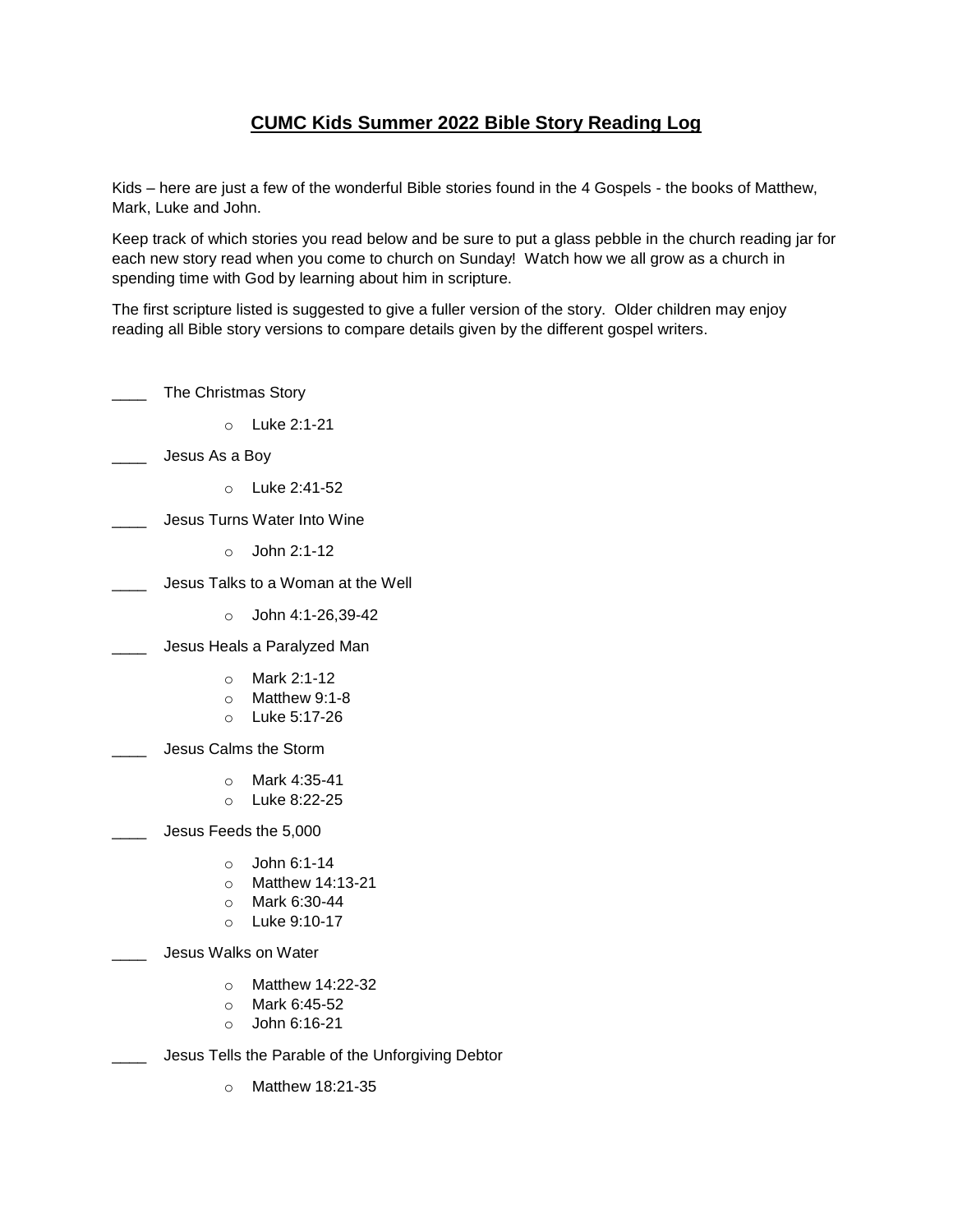# CUMC Kids Summer 2022 Bible Story Reading Log

Kids – here are just a few of the wonderful Bible stories found in the 4 Gospels - the books of Matthew, Mark, Luke and John.

Keep track of which stories you read below and be sure to put a glass pebble in the church reading jar for each new story read when you come to church on Sunday! Watch how we all grow as a church in spending time with God by learning about him in scripture.

The first scripture listed is suggested to give a fuller version of the story. Older children may enjoy reading all Bible story versions to compare details given by the different gospel writers.

____ The Christmas Story

- Luke 2:1-21

____ Jesus As a Boy

- Luke 2:41-52

____ Jesus Turns Water Into Wine

- John 2:1-12

____ Jesus Talks to a Woman at the Well

- John 4:1-26,39-42

____ Jesus Heals a Paralyzed Man

- Mark 2:1-12
- Matthew 9:1-8
- Luke 5:17-26

____ Jesus Calms the Storm

- Mark 4:35-41
- Luke 8:22-25

____ Jesus Feeds the 5,000

- John 6:1-14
- Matthew 14:13-21
- Mark 6:30-44
- Luke 9:10-17

____ Jesus Walks on Water

- Matthew 14:22-32
- Mark 6:45-52
- John 6:16-21

____ Jesus Tells the Parable of the Unforgiving Debtor

- Matthew 18:21-35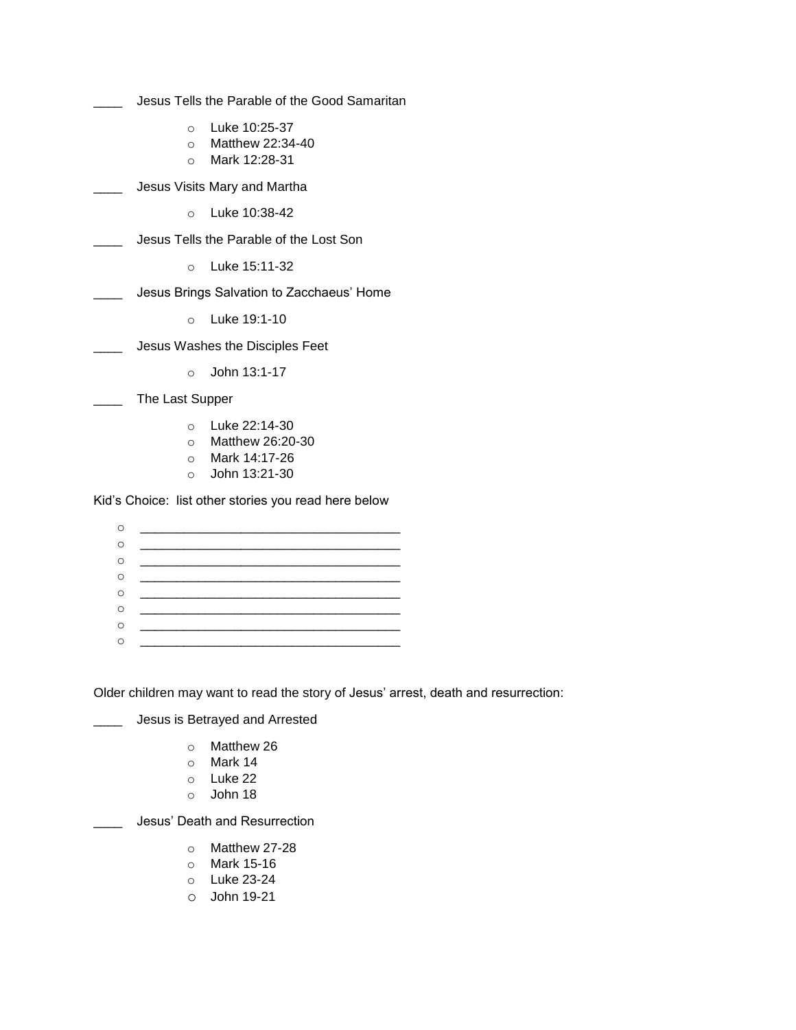____ Jesus Tells the Parable of the Good Samaritan

- Luke 10:25-37
- Matthew 22:34-40
- Mark 12:28-31

____ Jesus Visits Mary and Martha

- Luke 10:38-42

____ Jesus Tells the Parable of the Lost Son

- Luke 15:11-32

____ Jesus Brings Salvation to Zacchaeus' Home

- Luke 19:1-10

____ Jesus Washes the Disciples Feet

- John 13:1-17

____ The Last Supper

- Luke 22:14-30
- Matthew 26:20-30
- Mark 14:17-26
- John 13:21-30

Kid's Choice: list other stories you read here below

- ____________________________________
- ____________________________________
- ____________________________________
- ____________________________________
- ____________________________________
- ____________________________________
- ____________________________________
- ____________________________________

Older children may want to read the story of Jesus' arrest, death and resurrection:

____ Jesus is Betrayed and Arrested

- Matthew 26
- Mark 14
- Luke 22
- John 18

____ Jesus' Death and Resurrection

- Matthew 27-28
- Mark 15-16
- Luke 23-24
- John 19-21